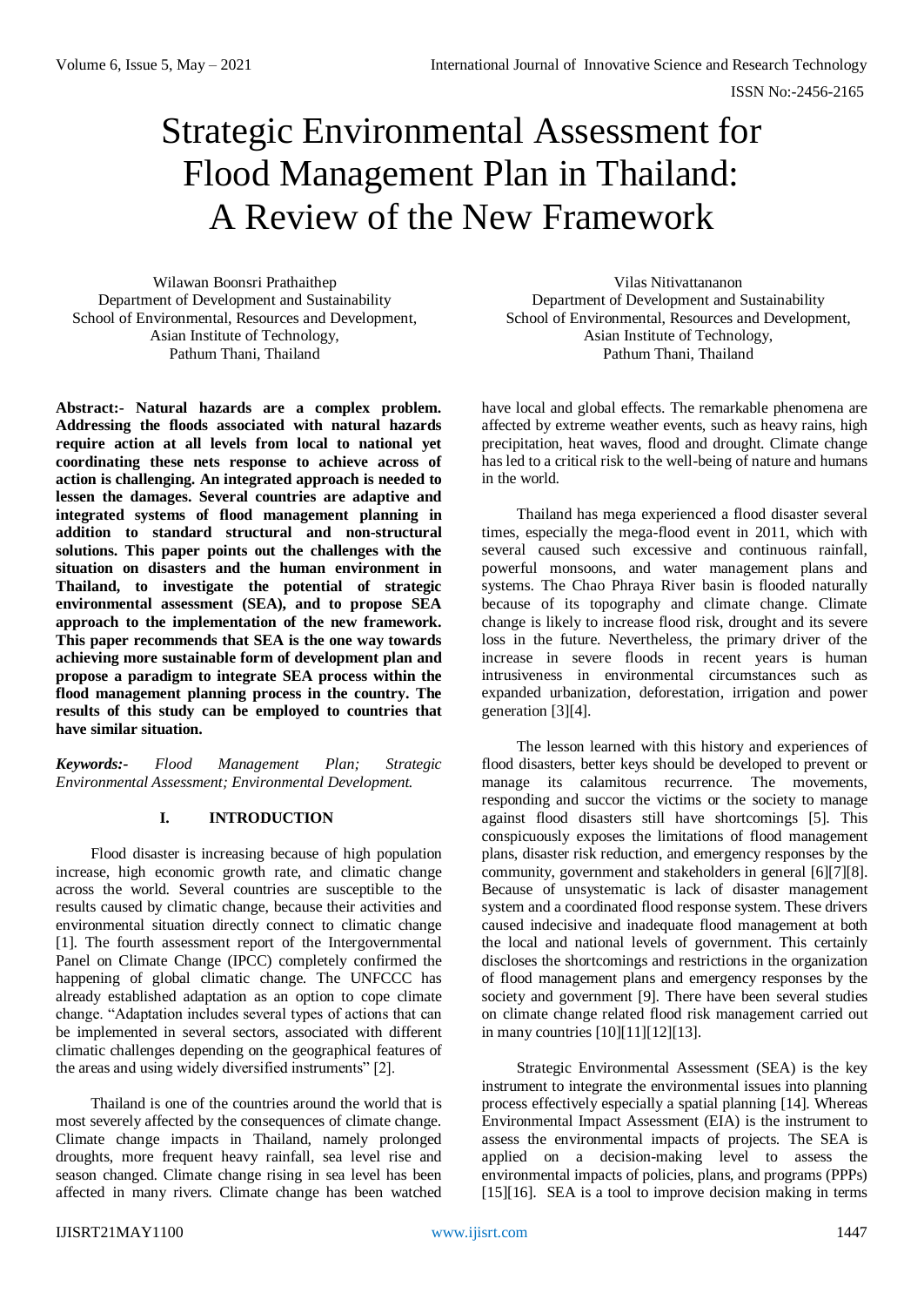# Strategic Environmental Assessment for Flood Management Plan in Thailand: A Review of the New Framework

Wilawan Boonsri Prathaithep
Department of Development and Sustainability
School of Environmental, Resources and Development,
Asian Institute of Technology,
Pathum Thani, Thailand

Vilas Nitivattananon
Department of Development and Sustainability
School of Environmental, Resources and Development,
Asian Institute of Technology,
Pathum Thani, Thailand

**Abstract:- Natural hazards are a complex problem. Addressing the floods associated with natural hazards require action at all levels from local to national yet coordinating these nets response to achieve across of action is challenging. An integrated approach is needed to lessen the damages. Several countries are adaptive and integrated systems of flood management planning in addition to standard structural and non-structural solutions. This paper points out the challenges with the situation on disasters and the human environment in Thailand, to investigate the potential of strategic environmental assessment (SEA), and to propose SEA approach to the implementation of the new framework. This paper recommends that SEA is the one way towards achieving more sustainable form of development plan and propose a paradigm to integrate SEA process within the flood management planning process in the country. The results of this study can be employed to countries that have similar situation.**

***Keywords:-*** *Flood Management Plan; Strategic Environmental Assessment; Environmental Development.*

## I. INTRODUCTION

Flood disaster is increasing because of high population increase, high economic growth rate, and climatic change across the world. Several countries are susceptible to the results caused by climatic change, because their activities and environmental situation directly connect to climatic change [1]. The fourth assessment report of the Intergovernmental Panel on Climate Change (IPCC) completely confirmed the happening of global climatic change. The UNFCCC has already established adaptation as an option to cope climate change. "Adaptation includes several types of actions that can be implemented in several sectors, associated with different climatic challenges depending on the geographical features of the areas and using widely diversified instruments" [2].

Thailand is one of the countries around the world that is most severely affected by the consequences of climate change. Climate change impacts in Thailand, namely prolonged droughts, more frequent heavy rainfall, sea level rise and season changed. Climate change rising in sea level has been affected in many rivers. Climate change has been watched have local and global effects. The remarkable phenomena are affected by extreme weather events, such as heavy rains, high precipitation, heat waves, flood and drought. Climate change has led to a critical risk to the well-being of nature and humans in the world.

Thailand has mega experienced a flood disaster several times, especially the mega-flood event in 2011, which with several caused such excessive and continuous rainfall, powerful monsoons, and water management plans and systems. The Chao Phraya River basin is flooded naturally because of its topography and climate change. Climate change is likely to increase flood risk, drought and its severe loss in the future. Nevertheless, the primary driver of the increase in severe floods in recent years is human intrusiveness in environmental circumstances such as expanded urbanization, deforestation, irrigation and power generation [3][4].

The lesson learned with this history and experiences of flood disasters, better keys should be developed to prevent or manage its calamitous recurrence. The movements, responding and succor the victims or the society to manage against flood disasters still have shortcomings [5]. This conspicuously exposes the limitations of flood management plans, disaster risk reduction, and emergency responses by the community, government and stakeholders in general [6][7][8]. Because of unsystematic is lack of disaster management system and a coordinated flood response system. These drivers caused indecisive and inadequate flood management at both the local and national levels of government. This certainly discloses the shortcomings and restrictions in the organization of flood management plans and emergency responses by the society and government [9]. There have been several studies on climate change related flood risk management carried out in many countries [10][11][12][13].

Strategic Environmental Assessment (SEA) is the key instrument to integrate the environmental issues into planning process effectively especially a spatial planning [14]. Whereas Environmental Impact Assessment (EIA) is the instrument to assess the environmental impacts of projects. The SEA is applied on a decision-making level to assess the environmental impacts of policies, plans, and programs (PPPs) [15][16]. SEA is a tool to improve decision making in terms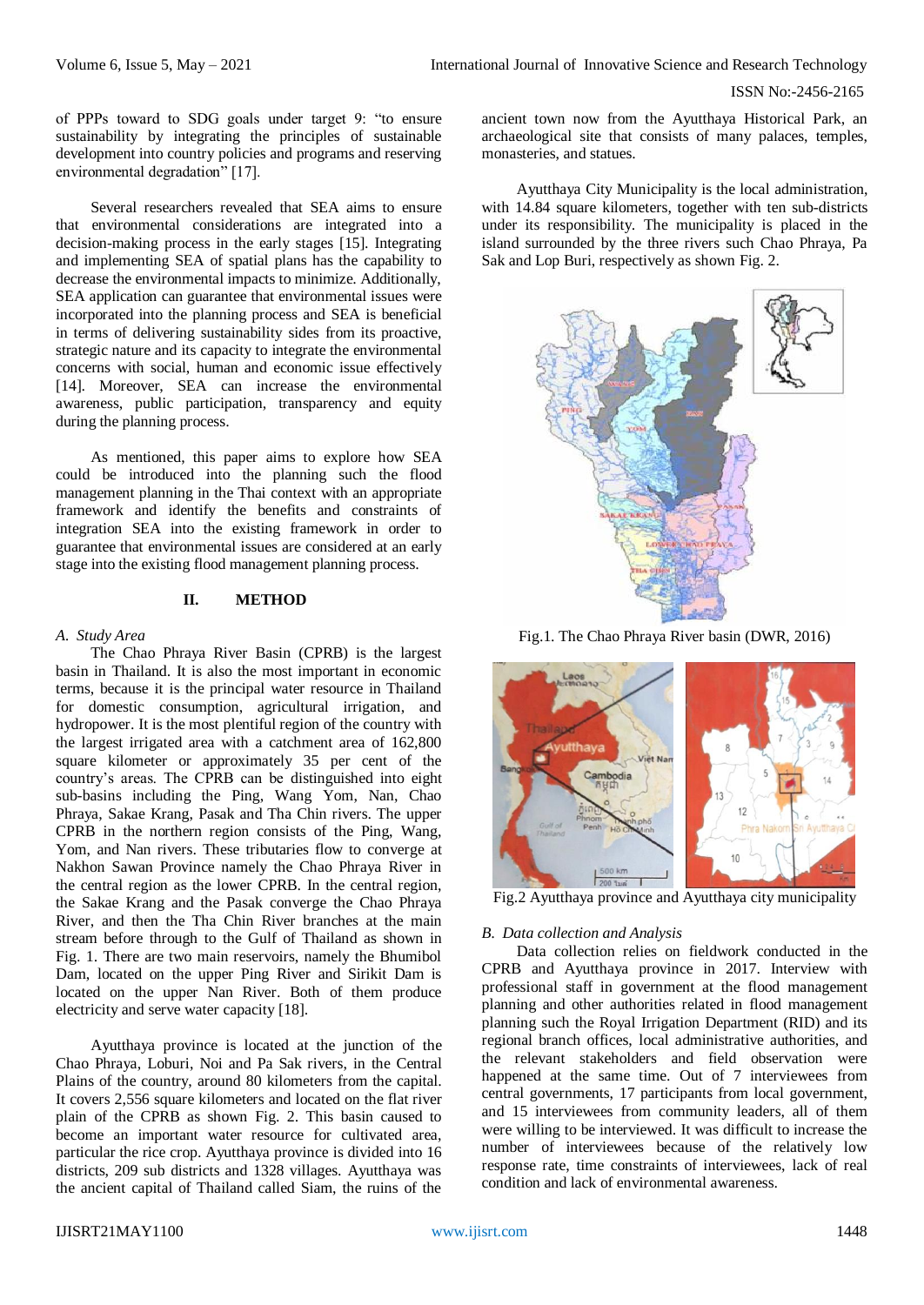of PPPs toward to SDG goals under target 9: "to ensure sustainability by integrating the principles of sustainable development into country policies and programs and reserving environmental degradation" [17].

Several researchers revealed that SEA aims to ensure that environmental considerations are integrated into a decision-making process in the early stages [15]. Integrating and implementing SEA of spatial plans has the capability to decrease the environmental impacts to minimize. Additionally, SEA application can guarantee that environmental issues were incorporated into the planning process and SEA is beneficial in terms of delivering sustainability sides from its proactive, strategic nature and its capacity to integrate the environmental concerns with social, human and economic issue effectively [14]. Moreover, SEA can increase the environmental awareness, public participation, transparency and equity during the planning process.

As mentioned, this paper aims to explore how SEA could be introduced into the planning such the flood management planning in the Thai context with an appropriate framework and identify the benefits and constraints of integration SEA into the existing framework in order to guarantee that environmental issues are considered at an early stage into the existing flood management planning process.

## II. METHOD

### *A. Study Area*

The Chao Phraya River Basin (CPRB) is the largest basin in Thailand. It is also the most important in economic terms, because it is the principal water resource in Thailand for domestic consumption, agricultural irrigation, and hydropower. It is the most plentiful region of the country with the largest irrigated area with a catchment area of 162,800 square kilometer or approximately 35 per cent of the country's areas. The CPRB can be distinguished into eight sub-basins including the Ping, Wang Yom, Nan, Chao Phraya, Sakae Krang, Pasak and Tha Chin rivers. The upper CPRB in the northern region consists of the Ping, Wang, Yom, and Nan rivers. These tributaries flow to converge at Nakhon Sawan Province namely the Chao Phraya River in the central region as the lower CPRB. In the central region, the Sakae Krang and the Pasak converge the Chao Phraya River, and then the Tha Chin River branches at the main stream before through to the Gulf of Thailand as shown in Fig. 1. There are two main reservoirs, namely the Bhumibol Dam, located on the upper Ping River and Sirikit Dam is located on the upper Nan River. Both of them produce electricity and serve water capacity [18].

Ayutthaya province is located at the junction of the Chao Phraya, Loburi, Noi and Pa Sak rivers, in the Central Plains of the country, around 80 kilometers from the capital. It covers 2,556 square kilometers and located on the flat river plain of the CPRB as shown Fig. 2. This basin caused to become an important water resource for cultivated area, particular the rice crop. Ayutthaya province is divided into 16 districts, 209 sub districts and 1328 villages. Ayutthaya was the ancient capital of Thailand called Siam, the ruins of the ancient town now from the Ayutthaya Historical Park, an archaeological site that consists of many palaces, temples, monasteries, and statues.

Ayutthaya City Municipality is the local administration, with 14.84 square kilometers, together with ten sub-districts under its responsibility. The municipality is placed in the island surrounded by the three rivers such Chao Phraya, Pa Sak and Lop Buri, respectively as shown Fig. 2.

Fig.1. The Chao Phraya River basin (DWR, 2016)

Fig.2 Ayutthaya province and Ayutthaya city municipality

### *B. Data collection and Analysis*

Data collection relies on fieldwork conducted in the CPRB and Ayutthaya province in 2017. Interview with professional staff in government at the flood management planning and other authorities related in flood management planning such the Royal Irrigation Department (RID) and its regional branch offices, local administrative authorities, and the relevant stakeholders and field observation were happened at the same time. Out of 7 interviewees from central governments, 17 participants from local government, and 15 interviewees from community leaders, all of them were willing to be interviewed. It was difficult to increase the number of interviewees because of the relatively low response rate, time constraints of interviewees, lack of real condition and lack of environmental awareness.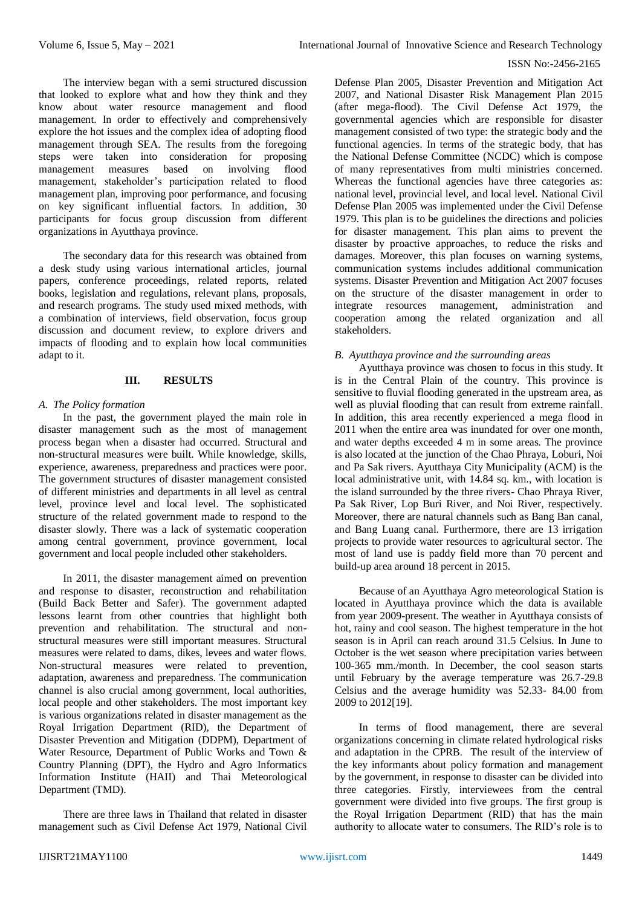The interview began with a semi structured discussion that looked to explore what and how they think and they know about water resource management and flood management. In order to effectively and comprehensively explore the hot issues and the complex idea of adopting flood management through SEA. The results from the foregoing steps were taken into consideration for proposing management measures based on involving flood management, stakeholder's participation related to flood management plan, improving poor performance, and focusing on key significant influential factors. In addition, 30 participants for focus group discussion from different organizations in Ayutthaya province.

The secondary data for this research was obtained from a desk study using various international articles, journal papers, conference proceedings, related reports, related books, legislation and regulations, relevant plans, proposals, and research programs. The study used mixed methods, with a combination of interviews, field observation, focus group discussion and document review, to explore drivers and impacts of flooding and to explain how local communities adapt to it.

## III. RESULTS

### *A. The Policy formation*

In the past, the government played the main role in disaster management such as the most of management process began when a disaster had occurred. Structural and non-structural measures were built. While knowledge, skills, experience, awareness, preparedness and practices were poor. The government structures of disaster management consisted of different ministries and departments in all level as central level, province level and local level. The sophisticated structure of the related government made to respond to the disaster slowly. There was a lack of systematic cooperation among central government, province government, local government and local people included other stakeholders.

In 2011, the disaster management aimed on prevention and response to disaster, reconstruction and rehabilitation (Build Back Better and Safer). The government adapted lessons learnt from other countries that highlight both prevention and rehabilitation. The structural and non-structural measures were still important measures. Structural measures were related to dams, dikes, levees and water flows. Non-structural measures were related to prevention, adaptation, awareness and preparedness. The communication channel is also crucial among government, local authorities, local people and other stakeholders. The most important key is various organizations related in disaster management as the Royal Irrigation Department (RID), the Department of Disaster Prevention and Mitigation (DDPM), Department of Water Resource, Department of Public Works and Town & Country Planning (DPT), the Hydro and Agro Informatics Information Institute (HAII) and Thai Meteorological Department (TMD).

There are three laws in Thailand that related in disaster management such as Civil Defense Act 1979, National Civil Defense Plan 2005, Disaster Prevention and Mitigation Act 2007, and National Disaster Risk Management Plan 2015 (after mega-flood). The Civil Defense Act 1979, the governmental agencies which are responsible for disaster management consisted of two type: the strategic body and the functional agencies. In terms of the strategic body, that has the National Defense Committee (NCDC) which is compose of many representatives from multi ministries concerned. Whereas the functional agencies have three categories as: national level, provincial level, and local level. National Civil Defense Plan 2005 was implemented under the Civil Defense 1979. This plan is to be guidelines the directions and policies for disaster management. This plan aims to prevent the disaster by proactive approaches, to reduce the risks and damages. Moreover, this plan focuses on warning systems, communication systems includes additional communication systems. Disaster Prevention and Mitigation Act 2007 focuses on the structure of the disaster management in order to integrate resources management, administration and cooperation among the related organization and all stakeholders.

### *B. Ayutthaya province and the surrounding areas*

Ayutthaya province was chosen to focus in this study. It is in the Central Plain of the country. This province is sensitive to fluvial flooding generated in the upstream area, as well as pluvial flooding that can result from extreme rainfall. In addition, this area recently experienced a mega flood in 2011 when the entire area was inundated for over one month, and water depths exceeded 4 m in some areas. The province is also located at the junction of the Chao Phraya, Loburi, Noi and Pa Sak rivers. Ayutthaya City Municipality (ACM) is the local administrative unit, with 14.84 sq. km., with location is the island surrounded by the three rivers- Chao Phraya River, Pa Sak River, Lop Buri River, and Noi River, respectively. Moreover, there are natural channels such as Bang Ban canal, and Bang Luang canal. Furthermore, there are 13 irrigation projects to provide water resources to agricultural sector. The most of land use is paddy field more than 70 percent and build-up area around 18 percent in 2015.

Because of an Ayutthaya Agro meteorological Station is located in Ayutthaya province which the data is available from year 2009-present. The weather in Ayutthaya consists of hot, rainy and cool season. The highest temperature in the hot season is in April can reach around 31.5 Celsius. In June to October is the wet season where precipitation varies between 100-365 mm./month. In December, the cool season starts until February by the average temperature was 26.7-29.8 Celsius and the average humidity was 52.33- 84.00 from 2009 to 2012[19].

In terms of flood management, there are several organizations concerning in climate related hydrological risks and adaptation in the CPRB. The result of the interview of the key informants about policy formation and management by the government, in response to disaster can be divided into three categories. Firstly, interviewees from the central government were divided into five groups. The first group is the Royal Irrigation Department (RID) that has the main authority to allocate water to consumers. The RID's role is to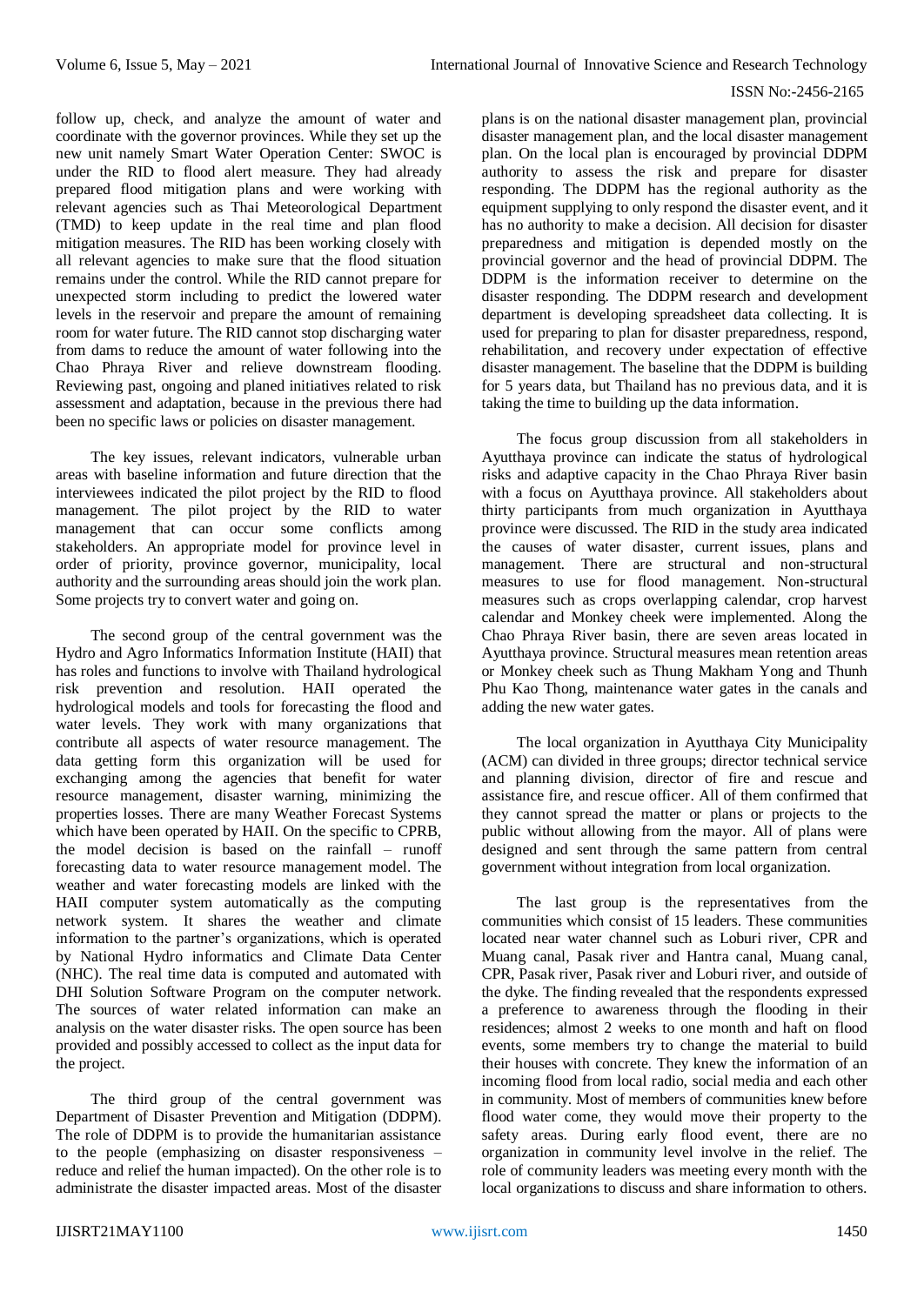follow up, check, and analyze the amount of water and coordinate with the governor provinces. While they set up the new unit namely Smart Water Operation Center: SWOC is under the RID to flood alert measure. They had already prepared flood mitigation plans and were working with relevant agencies such as Thai Meteorological Department (TMD) to keep update in the real time and plan flood mitigation measures. The RID has been working closely with all relevant agencies to make sure that the flood situation remains under the control. While the RID cannot prepare for unexpected storm including to predict the lowered water levels in the reservoir and prepare the amount of remaining room for water future. The RID cannot stop discharging water from dams to reduce the amount of water following into the Chao Phraya River and relieve downstream flooding. Reviewing past, ongoing and planed initiatives related to risk assessment and adaptation, because in the previous there had been no specific laws or policies on disaster management.

The key issues, relevant indicators, vulnerable urban areas with baseline information and future direction that the interviewees indicated the pilot project by the RID to flood management. The pilot project by the RID to water management that can occur some conflicts among stakeholders. An appropriate model for province level in order of priority, province governor, municipality, local authority and the surrounding areas should join the work plan. Some projects try to convert water and going on.

The second group of the central government was the Hydro and Agro Informatics Information Institute (HAII) that has roles and functions to involve with Thailand hydrological risk prevention and resolution. HAII operated the hydrological models and tools for forecasting the flood and water levels. They work with many organizations that contribute all aspects of water resource management. The data getting form this organization will be used for exchanging among the agencies that benefit for water resource management, disaster warning, minimizing the properties losses. There are many Weather Forecast Systems which have been operated by HAII. On the specific to CPRB, the model decision is based on the rainfall – runoff forecasting data to water resource management model. The weather and water forecasting models are linked with the HAII computer system automatically as the computing network system. It shares the weather and climate information to the partner's organizations, which is operated by National Hydro informatics and Climate Data Center (NHC). The real time data is computed and automated with DHI Solution Software Program on the computer network. The sources of water related information can make an analysis on the water disaster risks. The open source has been provided and possibly accessed to collect as the input data for the project.

The third group of the central government was Department of Disaster Prevention and Mitigation (DDPM). The role of DDPM is to provide the humanitarian assistance to the people (emphasizing on disaster responsiveness – reduce and relief the human impacted). On the other role is to administrate the disaster impacted areas. Most of the disaster plans is on the national disaster management plan, provincial disaster management plan, and the local disaster management plan. On the local plan is encouraged by provincial DDPM authority to assess the risk and prepare for disaster responding. The DDPM has the regional authority as the equipment supplying to only respond the disaster event, and it has no authority to make a decision. All decision for disaster preparedness and mitigation is depended mostly on the provincial governor and the head of provincial DDPM. The DDPM is the information receiver to determine on the disaster responding. The DDPM research and development department is developing spreadsheet data collecting. It is used for preparing to plan for disaster preparedness, respond, rehabilitation, and recovery under expectation of effective disaster management. The baseline that the DDPM is building for 5 years data, but Thailand has no previous data, and it is taking the time to building up the data information.

The focus group discussion from all stakeholders in Ayutthaya province can indicate the status of hydrological risks and adaptive capacity in the Chao Phraya River basin with a focus on Ayutthaya province. All stakeholders about thirty participants from much organization in Ayutthaya province were discussed. The RID in the study area indicated the causes of water disaster, current issues, plans and management. There are structural and non-structural measures to use for flood management. Non-structural measures such as crops overlapping calendar, crop harvest calendar and Monkey cheek were implemented. Along the Chao Phraya River basin, there are seven areas located in Ayutthaya province. Structural measures mean retention areas or Monkey cheek such as Thung Makham Yong and Thunh Phu Kao Thong, maintenance water gates in the canals and adding the new water gates.

The local organization in Ayutthaya City Municipality (ACM) can divided in three groups; director technical service and planning division, director of fire and rescue and assistance fire, and rescue officer. All of them confirmed that they cannot spread the matter or plans or projects to the public without allowing from the mayor. All of plans were designed and sent through the same pattern from central government without integration from local organization.

The last group is the representatives from the communities which consist of 15 leaders. These communities located near water channel such as Loburi river, CPR and Muang canal, Pasak river and Hantra canal, Muang canal, CPR, Pasak river, Pasak river and Loburi river, and outside of the dyke. The finding revealed that the respondents expressed a preference to awareness through the flooding in their residences; almost 2 weeks to one month and haft on flood events, some members try to change the material to build their houses with concrete. They knew the information of an incoming flood from local radio, social media and each other in community. Most of members of communities knew before flood water come, they would move their property to the safety areas. During early flood event, there are no organization in community level involve in the relief. The role of community leaders was meeting every month with the local organizations to discuss and share information to others.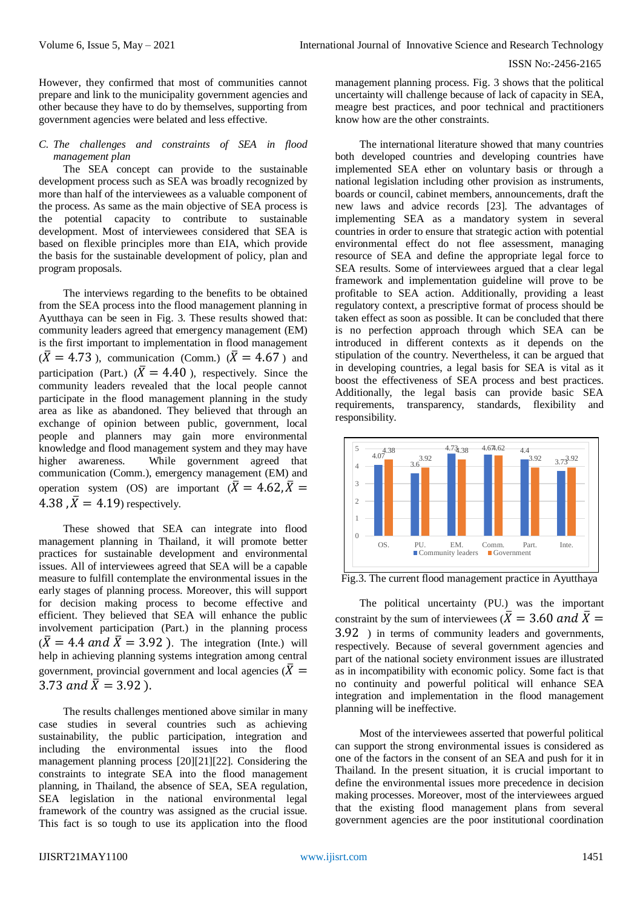However, they confirmed that most of communities cannot prepare and link to the municipality government agencies and other because they have to do by themselves, supporting from government agencies were belated and less effective.

*C. The challenges and constraints of SEA in flood management plan*

The SEA concept can provide to the sustainable development process such as SEA was broadly recognized by more than half of the interviewees as a valuable component of the process. As same as the main objective of SEA process is the potential capacity to contribute to sustainable development. Most of interviewees considered that SEA is based on flexible principles more than EIA, which provide the basis for the sustainable development of policy, plan and program proposals.

The interviews regarding to the benefits to be obtained from the SEA process into the flood management planning in Ayutthaya can be seen in Fig. 3. These results showed that: community leaders agreed that emergency management (EM) is the first important to implementation in flood management ($\bar{X} = 4.73$), communication (Comm.) ($\bar{X} = 4.67$) and participation (Part.) ($\bar{X} = 4.40$), respectively. Since the community leaders revealed that the local people cannot participate in the flood management planning in the study area as like as abandoned. They believed that through an exchange of opinion between public, government, local people and planners may gain more environmental knowledge and flood management system and they may have higher awareness. While government agreed that communication (Comm.), emergency management (EM) and operation system (OS) are important ($\bar{X} = 4.62, \bar{X} = 4.38$ ,$\bar{X} = 4.19$) respectively.

These showed that SEA can integrate into flood management planning in Thailand, it will promote better practices for sustainable development and environmental issues. All of interviewees agreed that SEA will be a capable measure to fulfill contemplate the environmental issues in the early stages of planning process. Moreover, this will support for decision making process to become effective and efficient. They believed that SEA will enhance the public involvement participation (Part.) in the planning process ($\bar{X} = 4.4$ and $\bar{X} = 3.92$). The integration (Inte.) will help in achieving planning systems integration among central government, provincial government and local agencies ($\bar{X} = 3.73$ and $\bar{X} = 3.92$).

The results challenges mentioned above similar in many case studies in several countries such as achieving sustainability, the public participation, integration and including the environmental issues into the flood management planning process [20][21][22]. Considering the constraints to integrate SEA into the flood management planning, in Thailand, the absence of SEA, SEA regulation, SEA legislation in the national environmental legal framework of the country was assigned as the crucial issue. This fact is so tough to use its application into the flood management planning process. Fig. 3 shows that the political uncertainty will challenge because of lack of capacity in SEA, meagre best practices, and poor technical and practitioners know how are the other constraints.

The international literature showed that many countries both developed countries and developing countries have implemented SEA ether on voluntary basis or through a national legislation including other provision as instruments, boards or council, cabinet members, announcements, draft the new laws and advice records [23]. The advantages of implementing SEA as a mandatory system in several countries in order to ensure that strategic action with potential environmental effect do not flee assessment, managing resource of SEA and define the appropriate legal force to SEA results. Some of interviewees argued that a clear legal framework and implementation guideline will prove to be profitable to SEA action. Additionally, providing a least regulatory context, a prescriptive format of process should be taken effect as soon as possible. It can be concluded that there is no perfection approach through which SEA can be introduced in different contexts as it depends on the stipulation of the country. Nevertheless, it can be argued that in developing countries, a legal basis for SEA is vital as it boost the effectiveness of SEA process and best practices. Additionally, the legal basis can provide basic SEA requirements, transparency, standards, flexibility and responsibility.

| | OS. | PU. | EM. | Comm. | Part. | Inte. |
|---|---|---|---|---|---|---|
| Community leaders | 4.07 | 3.6 | 4.73 | 4.67 | 4.4 | 3.73 |
| Government | 4.38 | 3.92 | 4.38 | 4.62 | 3.92 | 3.92 |

Fig.3. The current flood management practice in Ayutthaya

The political uncertainty (PU.) was the important constraint by the sum of interviewees ($\bar{X} = 3.60$ and $\bar{X} = 3.92$) in terms of community leaders and governments, respectively. Because of several government agencies and part of the national society environment issues are illustrated as in incompatibility with economic policy. Some fact is that no continuity and powerful political will enhance SEA integration and implementation in the flood management planning will be ineffective.

Most of the interviewees asserted that powerful political can support the strong environmental issues is considered as one of the factors in the consent of an SEA and push for it in Thailand. In the present situation, it is crucial important to define the environmental issues more precedence in decision making processes. Moreover, most of the interviewees argued that the existing flood management plans from several government agencies are the poor institutional coordination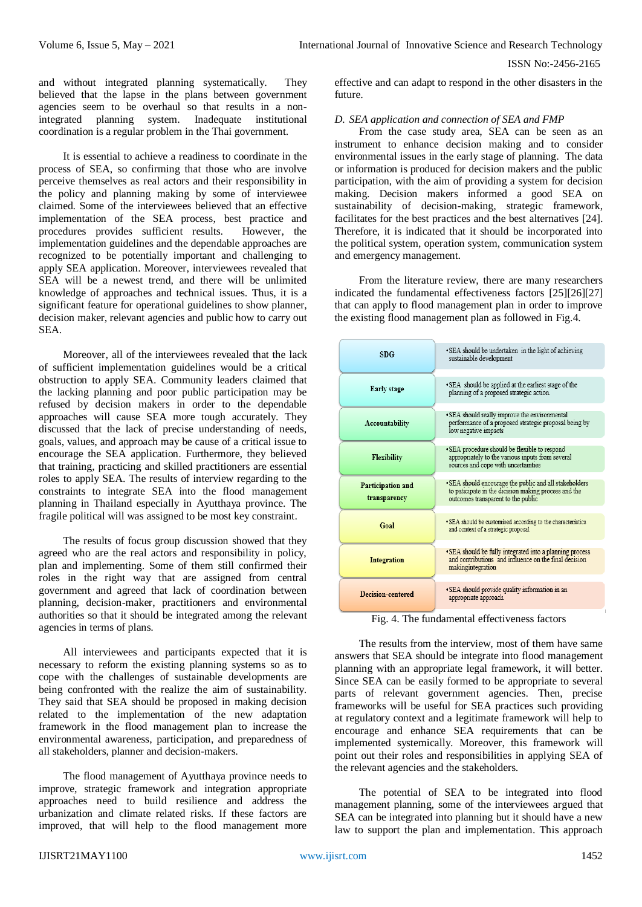and without integrated planning systematically. They believed that the lapse in the plans between government agencies seem to be overhaul so that results in a non-integrated planning system. Inadequate institutional coordination is a regular problem in the Thai government.

It is essential to achieve a readiness to coordinate in the process of SEA, so confirming that those who are involve perceive themselves as real actors and their responsibility in the policy and planning making by some of interviewee claimed. Some of the interviewees believed that an effective implementation of the SEA process, best practice and procedures provides sufficient results. However, the implementation guidelines and the dependable approaches are recognized to be potentially important and challenging to apply SEA application. Moreover, interviewees revealed that SEA will be a newest trend, and there will be unlimited knowledge of approaches and technical issues. Thus, it is a significant feature for operational guidelines to show planner, decision maker, relevant agencies and public how to carry out SEA.

Moreover, all of the interviewees revealed that the lack of sufficient implementation guidelines would be a critical obstruction to apply SEA. Community leaders claimed that the lacking planning and poor public participation may be refused by decision makers in order to the dependable approaches will cause SEA more tough accurately. They discussed that the lack of precise understanding of needs, goals, values, and approach may be cause of a critical issue to encourage the SEA application. Furthermore, they believed that training, practicing and skilled practitioners are essential roles to apply SEA. The results of interview regarding to the constraints to integrate SEA into the flood management planning in Thailand especially in Ayutthaya province. The fragile political will was assigned to be most key constraint.

The results of focus group discussion showed that they agreed who are the real actors and responsibility in policy, plan and implementing. Some of them still confirmed their roles in the right way that are assigned from central government and agreed that lack of coordination between planning, decision-maker, practitioners and environmental authorities so that it should be integrated among the relevant agencies in terms of plans.

All interviewees and participants expected that it is necessary to reform the existing planning systems so as to cope with the challenges of sustainable developments are being confronted with the realize the aim of sustainability. They said that SEA should be proposed in making decision related to the implementation of the new adaptation framework in the flood management plan to increase the environmental awareness, participation, and preparedness of all stakeholders, planner and decision-makers.

The flood management of Ayutthaya province needs to improve, strategic framework and integration appropriate approaches need to build resilience and address the urbanization and climate related risks. If these factors are improved, that will help to the flood management more effective and can adapt to respond in the other disasters in the future.

*D. SEA application and connection of SEA and FMP*

From the case study area, SEA can be seen as an instrument to enhance decision making and to consider environmental issues in the early stage of planning. The data or information is produced for decision makers and the public participation, with the aim of providing a system for decision making. Decision makers informed a good SEA on sustainability of decision-making, strategic framework, facilitates for the best practices and the best alternatives [24]. Therefore, it is indicated that it should be incorporated into the political system, operation system, communication system and emergency management.

From the literature review, there are many researchers indicated the fundamental effectiveness factors [25][26][27] that can apply to flood management plan in order to improve the existing flood management plan as followed in Fig.4.

| Factor | Description |
|---|---|
| SDG | •SEA should be undertaken in the light of achieving sustainable development |
| Early stage | •SEA should be applied at the earliest stage of the planning of a proposed strategic action. |
| Accountability | •SEA should really improve the environmental performance of a proposed strategic proposal being by low negative impacts |
| Flexibility | •SEA procedure should be flexible to respond appropriately to the various inputs from several sources and cope with uncertainties |
| Participation and transparency | •SEA should encourage the public and all stakeholders to paticipate in the dicision making process and the outcomes transparent to the public |
| Goal | •SEA should be customised according to the characteristics and context of a strategic proposal |
| Integration | •SEA should be fully integrated into a planning process and contributions and influence on the final decision makingintegration |
| Decision-centered | •SEA should provide quality information in an appropriate approach |

Fig. 4. The fundamental effectiveness factors

The results from the interview, most of them have same answers that SEA should be integrate into flood management planning with an appropriate legal framework, it will better. Since SEA can be easily formed to be appropriate to several parts of relevant government agencies. Then, precise frameworks will be useful for SEA practices such providing at regulatory context and a legitimate framework will help to encourage and enhance SEA requirements that can be implemented systemically. Moreover, this framework will point out their roles and responsibilities in applying SEA of the relevant agencies and the stakeholders.

The potential of SEA to be integrated into flood management planning, some of the interviewees argued that SEA can be integrated into planning but it should have a new law to support the plan and implementation. This approach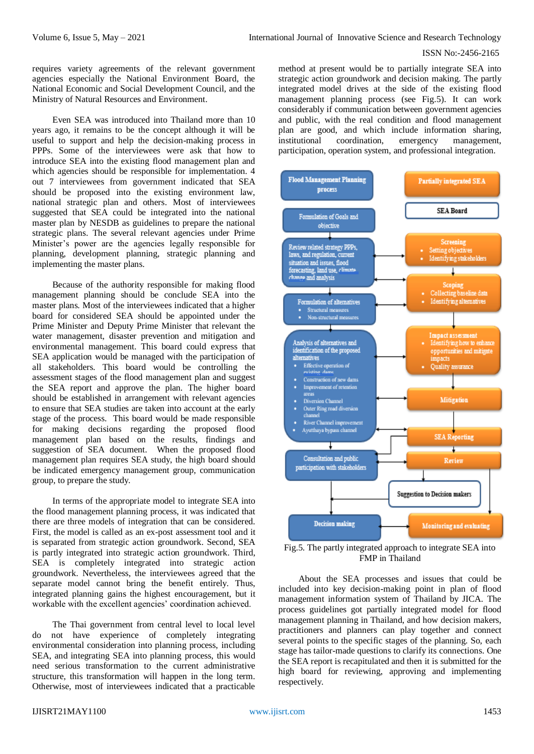requires variety agreements of the relevant government agencies especially the National Environment Board, the National Economic and Social Development Council, and the Ministry of Natural Resources and Environment.

Even SEA was introduced into Thailand more than 10 years ago, it remains to be the concept although it will be useful to support and help the decision-making process in PPPs. Some of the interviewees were ask that how to introduce SEA into the existing flood management plan and which agencies should be responsible for implementation. 4 out 7 interviewees from government indicated that SEA should be proposed into the existing environment law, national strategic plan and others. Most of interviewees suggested that SEA could be integrated into the national master plan by NESDB as guidelines to prepare the national strategic plans. The several relevant agencies under Prime Minister's power are the agencies legally responsible for planning, development planning, strategic planning and implementing the master plans.

Because of the authority responsible for making flood management planning should be conclude SEA into the master plans. Most of the interviewees indicated that a higher board for considered SEA should be appointed under the Prime Minister and Deputy Prime Minister that relevant the water management, disaster prevention and mitigation and environmental management. This board could express that SEA application would be managed with the participation of all stakeholders. This board would be controlling the assessment stages of the flood management plan and suggest the SEA report and approve the plan. The higher board should be established in arrangement with relevant agencies to ensure that SEA studies are taken into account at the early stage of the process. This board would be made responsible for making decisions regarding the proposed flood management plan based on the results, findings and suggestion of SEA document. When the proposed flood management plan requires SEA study, the high board should be indicated emergency management group, communication group, to prepare the study.

In terms of the appropriate model to integrate SEA into the flood management planning process, it was indicated that there are three models of integration that can be considered. First, the model is called as an ex-post assessment tool and it is separated from strategic action groundwork. Second, SEA is partly integrated into strategic action groundwork. Third, SEA is completely integrated into strategic action groundwork. Nevertheless, the interviewees agreed that the separate model cannot bring the benefit entirely. Thus, integrated planning gains the highest encouragement, but it is workable with the excellent agencies' coordination achieved.

The Thai government from central level to local level do not have experience of completely integrating environmental consideration into planning process, including SEA, and integrating SEA into planning process, this would need serious transformation to the current administrative structure, this transformation will happen in the long term. Otherwise, most of interviewees indicated that a practicable method at present would be to partially integrate SEA into strategic action groundwork and decision making. The partly integrated model drives at the side of the existing flood management planning process (see Fig.5). It can work considerably if communication between government agencies and public, with the real condition and flood management plan are good, and which include information sharing, institutional coordination, emergency management, participation, operation system, and professional integration.

Flood Management Planning process: Formulation of Goals and objective → Review related strategy PPPs, laws, and regulation, current situation and issues, flood forecasting, land use, climate change and analysis → Formulation of alternatives (Structural measures; Non-structural measures) → Analysis of alternatives and identification of the proposed alternatives (Effective operation of existing dams; Construction of new dams; Improvement of retention areas; Diversion Channel; Outer Ring road diversion channel; River Channel improvement; Ayutthaya bypass channel) → Consultation and public participation with stakeholders → Decision making

Partially integrated SEA: SEA Board → Screening (Setting objectives; Identifying stakeholders) → Scoping (Collecting baseline data; Identifying alternatives) → Impact assessment (Identifying how to enhance opportunities and mitigate impacts; Quality assurance) → Mitigation → SEA Reporting → Review → Suggestion to Decision makers → Monitoring and evaluating

Fig.5. The partly integrated approach to integrate SEA into FMP in Thailand

About the SEA processes and issues that could be included into key decision-making point in plan of flood management information system of Thailand by JICA. The process guidelines got partially integrated model for flood management planning in Thailand, and how decision makers, practitioners and planners can play together and connect several points to the specific stages of the planning. So, each stage has tailor-made questions to clarify its connections. One the SEA report is recapitulated and then it is submitted for the high board for reviewing, approving and implementing respectively.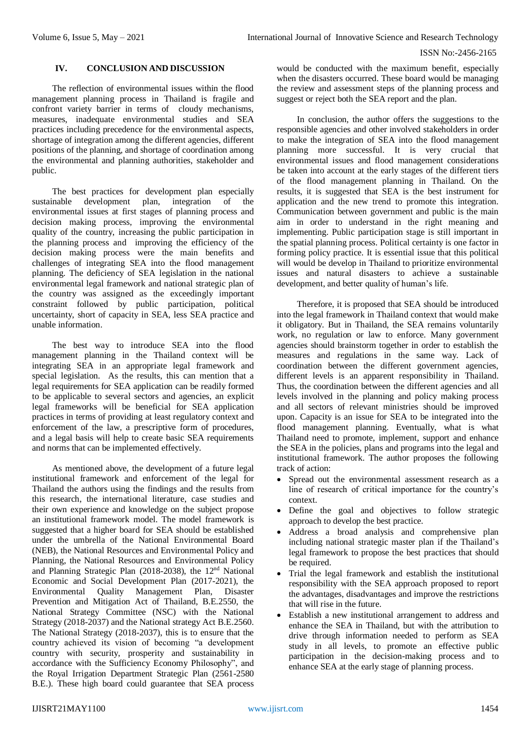## IV. CONCLUSION AND DISCUSSION

The reflection of environmental issues within the flood management planning process in Thailand is fragile and confront variety barrier in terms of cloudy mechanisms, measures, inadequate environmental studies and SEA practices including precedence for the environmental aspects, shortage of integration among the different agencies, different positions of the planning, and shortage of coordination among the environmental and planning authorities, stakeholder and public.

The best practices for development plan especially sustainable development plan, integration of the environmental issues at first stages of planning process and decision making process, improving the environmental quality of the country, increasing the public participation in the planning process and improving the efficiency of the decision making process were the main benefits and challenges of integrating SEA into the flood management planning. The deficiency of SEA legislation in the national environmental legal framework and national strategic plan of the country was assigned as the exceedingly important constraint followed by public participation, political uncertainty, short of capacity in SEA, less SEA practice and unable information.

The best way to introduce SEA into the flood management planning in the Thailand context will be integrating SEA in an appropriate legal framework and special legislation. As the results, this can mention that a legal requirements for SEA application can be readily formed to be applicable to several sectors and agencies, an explicit legal frameworks will be beneficial for SEA application practices in terms of providing at least regulatory context and enforcement of the law, a prescriptive form of procedures, and a legal basis will help to create basic SEA requirements and norms that can be implemented effectively.

As mentioned above, the development of a future legal institutional framework and enforcement of the legal for Thailand the authors using the findings and the results from this research, the international literature, case studies and their own experience and knowledge on the subject propose an institutional framework model. The model framework is suggested that a higher board for SEA should be established under the umbrella of the National Environmental Board (NEB), the National Resources and Environmental Policy and Planning, the National Resources and Environmental Policy and Planning Strategic Plan (2018-2038), the 12nd National Economic and Social Development Plan (2017-2021), the Environmental Quality Management Plan, Disaster Prevention and Mitigation Act of Thailand, B.E.2550, the National Strategy Committee (NSC) with the National Strategy (2018-2037) and the National strategy Act B.E.2560. The National Strategy (2018-2037), this is to ensure that the country achieved its vision of becoming "a development country with security, prosperity and sustainability in accordance with the Sufficiency Economy Philosophy", and the Royal Irrigation Department Strategic Plan (2561-2580 B.E.). These high board could guarantee that SEA process would be conducted with the maximum benefit, especially when the disasters occurred. These board would be managing the review and assessment steps of the planning process and suggest or reject both the SEA report and the plan.

In conclusion, the author offers the suggestions to the responsible agencies and other involved stakeholders in order to make the integration of SEA into the flood management planning more successful. It is very crucial that environmental issues and flood management considerations be taken into account at the early stages of the different tiers of the flood management planning in Thailand. On the results, it is suggested that SEA is the best instrument for application and the new trend to promote this integration. Communication between government and public is the main aim in order to understand in the right meaning and implementing. Public participation stage is still important in the spatial planning process. Political certainty is one factor in forming policy practice. It is essential issue that this political will would be develop in Thailand to prioritize environmental issues and natural disasters to achieve a sustainable development, and better quality of human's life.

Therefore, it is proposed that SEA should be introduced into the legal framework in Thailand context that would make it obligatory. But in Thailand, the SEA remains voluntarily work, no regulation or law to enforce. Many government agencies should brainstorm together in order to establish the measures and regulations in the same way. Lack of coordination between the different government agencies, different levels is an apparent responsibility in Thailand. Thus, the coordination between the different agencies and all levels involved in the planning and policy making process and all sectors of relevant ministries should be improved upon. Capacity is an issue for SEA to be integrated into the flood management planning. Eventually, what is what Thailand need to promote, implement, support and enhance the SEA in the policies, plans and programs into the legal and institutional framework. The author proposes the following track of action:

- Spread out the environmental assessment research as a line of research of critical importance for the country's context.
- Define the goal and objectives to follow strategic approach to develop the best practice.
- Address a broad analysis and comprehensive plan including national strategic master plan if the Thailand's legal framework to propose the best practices that should be required.
- Trial the legal framework and establish the institutional responsibility with the SEA approach proposed to report the advantages, disadvantages and improve the restrictions that will rise in the future.
- Establish a new institutional arrangement to address and enhance the SEA in Thailand, but with the attribution to drive through information needed to perform as SEA study in all levels, to promote an effective public participation in the decision-making process and to enhance SEA at the early stage of planning process.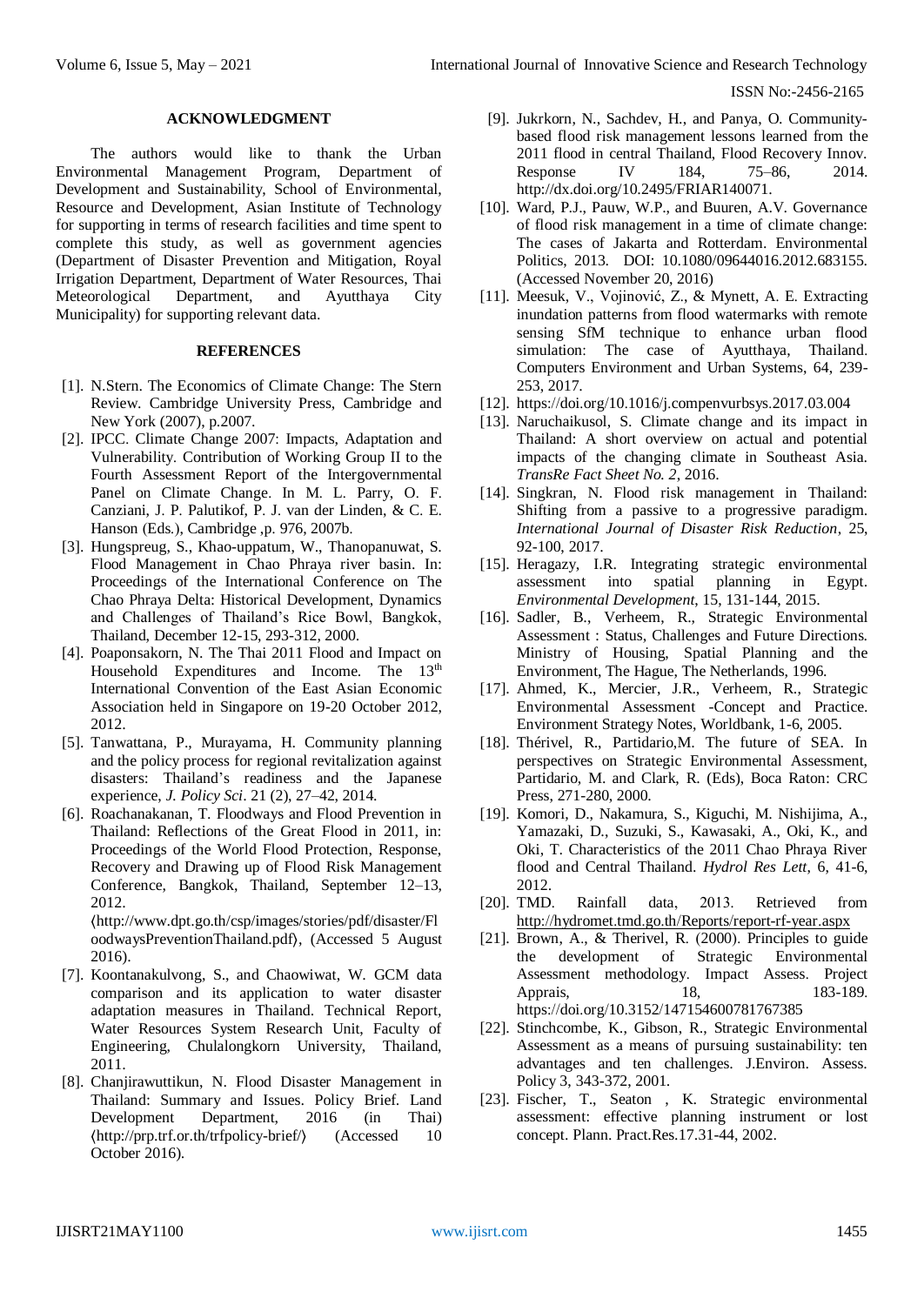## ACKNOWLEDGMENT

The authors would like to thank the Urban Environmental Management Program, Department of Development and Sustainability, School of Environmental, Resource and Development, Asian Institute of Technology for supporting in terms of research facilities and time spent to complete this study, as well as government agencies (Department of Disaster Prevention and Mitigation, Royal Irrigation Department, Department of Water Resources, Thai Meteorological Department, and Ayutthaya City Municipality) for supporting relevant data.

## REFERENCES

[1]. N.Stern. The Economics of Climate Change: The Stern Review. Cambridge University Press, Cambridge and New York (2007), p.2007.

[2]. IPCC. Climate Change 2007: Impacts, Adaptation and Vulnerability. Contribution of Working Group II to the Fourth Assessment Report of the Intergovernmental Panel on Climate Change. In M. L. Parry, O. F. Canziani, J. P. Palutikof, P. J. van der Linden, & C. E. Hanson (Eds.), Cambridge ,p. 976, 2007b.

[3]. Hungspreug, S., Khao-uppatum, W., Thanopanuwat, S. Flood Management in Chao Phraya river basin. In: Proceedings of the International Conference on The Chao Phraya Delta: Historical Development, Dynamics and Challenges of Thailand's Rice Bowl, Bangkok, Thailand, December 12-15, 293-312, 2000.

[4]. Poaponsakorn, N. The Thai 2011 Flood and Impact on Household Expenditures and Income. The 13th International Convention of the East Asian Economic Association held in Singapore on 19-20 October 2012, 2012.

[5]. Tanwattana, P., Murayama, H. Community planning and the policy process for regional revitalization against disasters: Thailand's readiness and the Japanese experience, *J. Policy Sci*. 21 (2), 27–42, 2014.

[6]. Roachanakanan, T. Floodways and Flood Prevention in Thailand: Reflections of the Great Flood in 2011, in: Proceedings of the World Flood Protection, Response, Recovery and Drawing up of Flood Risk Management Conference, Bangkok, Thailand, September 12–13, 2012. ⟨http://www.dpt.go.th/csp/images/stories/pdf/disaster/FloodwaysPreventionThailand.pdf⟩, (Accessed 5 August 2016).

[7]. Koontanakulvong, S., and Chaowiwat, W. GCM data comparison and its application to water disaster adaptation measures in Thailand. Technical Report, Water Resources System Research Unit, Faculty of Engineering, Chulalongkorn University, Thailand, 2011.

[8]. Chanjirawuttikun, N. Flood Disaster Management in Thailand: Summary and Issues. Policy Brief. Land Development Department, 2016 (in Thai) ⟨http://prp.trf.or.th/trfpolicy-brief/⟩ (Accessed 10 October 2016).

[9]. Jukrkorn, N., Sachdev, H., and Panya, O. Community-based flood risk management lessons learned from the 2011 flood in central Thailand, Flood Recovery Innov. Response IV 184, 75–86, 2014. http://dx.doi.org/10.2495/FRIAR140071.

[10]. Ward, P.J., Pauw, W.P., and Buuren, A.V. Governance of flood risk management in a time of climate change: The cases of Jakarta and Rotterdam. Environmental Politics, 2013. DOI: 10.1080/09644016.2012.683155. (Accessed November 20, 2016)

[11]. Meesuk, V., Vojinović, Z., & Mynett, A. E. Extracting inundation patterns from flood watermarks with remote sensing SfM technique to enhance urban flood simulation: The case of Ayutthaya, Thailand. Computers Environment and Urban Systems, 64, 239-253, 2017.

[12]. https://doi.org/10.1016/j.compenvurbsys.2017.03.004

[13]. Naruchaikusol, S. Climate change and its impact in Thailand: A short overview on actual and potential impacts of the changing climate in Southeast Asia. *TransRe Fact Sheet No. 2*, 2016.

[14]. Singkran, N. Flood risk management in Thailand: Shifting from a passive to a progressive paradigm. *International Journal of Disaster Risk Reduction*, 25, 92-100, 2017.

[15]. Heragazy, I.R. Integrating strategic environmental assessment into spatial planning in Egypt. *Environmental Development*, 15, 131-144, 2015.

[16]. Sadler, B., Verheem, R., Strategic Environmental Assessment : Status, Challenges and Future Directions. Ministry of Housing, Spatial Planning and the Environment, The Hague, The Netherlands, 1996.

[17]. Ahmed, K., Mercier, J.R., Verheem, R., Strategic Environmental Assessment -Concept and Practice. Environment Strategy Notes, Worldbank, 1-6, 2005.

[18]. Thérivel, R., Partidario,M. The future of SEA. In perspectives on Strategic Environmental Assessment, Partidario, M. and Clark, R. (Eds), Boca Raton: CRC Press, 271-280, 2000.

[19]. Komori, D., Nakamura, S., Kiguchi, M. Nishijima, A., Yamazaki, D., Suzuki, S., Kawasaki, A., Oki, K., and Oki, T. Characteristics of the 2011 Chao Phraya River flood and Central Thailand. *Hydrol Res Lett*, 6, 41-6, 2012.

[20]. TMD. Rainfall data, 2013. Retrieved from http://hydromet.tmd.go.th/Reports/report-rf-year.aspx

[21]. Brown, A., & Therivel, R. (2000). Principles to guide the development of Strategic Environmental Assessment methodology. Impact Assess. Project Apprais, 18, 183-189. https://doi.org/10.3152/147154600781767385

[22]. Stinchcombe, K., Gibson, R., Strategic Environmental Assessment as a means of pursuing sustainability: ten advantages and ten challenges. J.Environ. Assess. Policy 3, 343-372, 2001.

[23]. Fischer, T., Seaton , K. Strategic environmental assessment: effective planning instrument or lost concept. Plann. Pract.Res.17.31-44, 2002.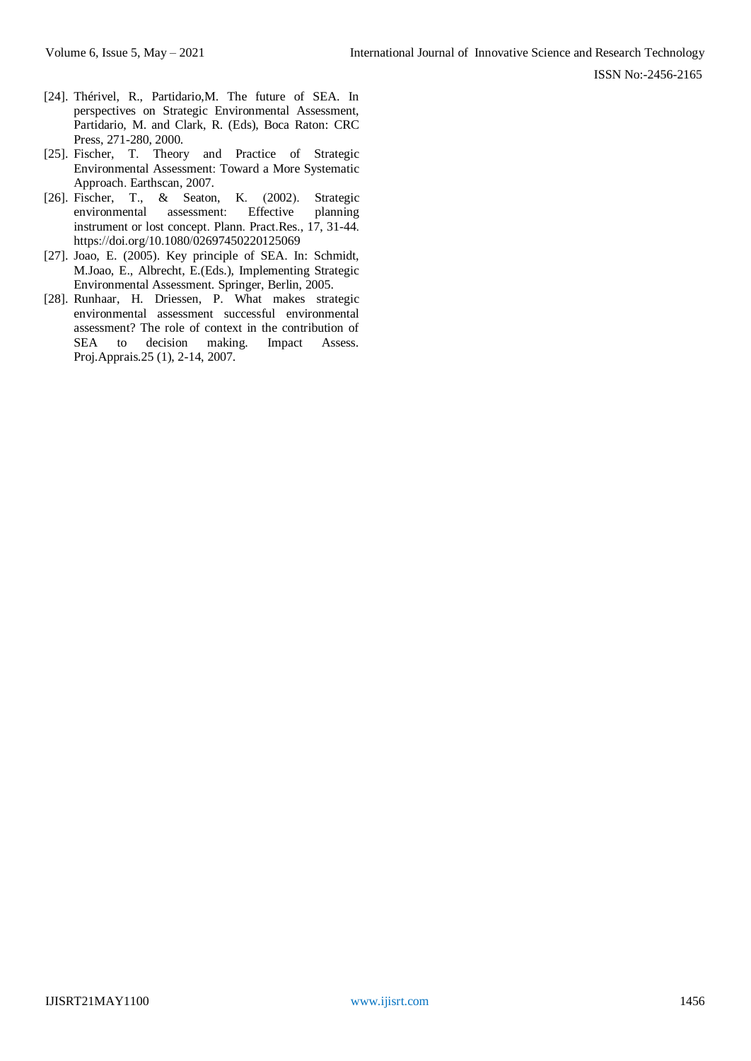[24]. Thérivel, R., Partidario,M. The future of SEA. In perspectives on Strategic Environmental Assessment, Partidario, M. and Clark, R. (Eds), Boca Raton: CRC Press, 271-280, 2000.

[25]. Fischer, T. Theory and Practice of Strategic Environmental Assessment: Toward a More Systematic Approach. Earthscan, 2007.

[26]. Fischer, T., & Seaton, K. (2002). Strategic environmental assessment: Effective planning instrument or lost concept. Plann. Pract.Res., 17, 31-44. https://doi.org/10.1080/02697450220125069

[27]. Joao, E. (2005). Key principle of SEA. In: Schmidt, M.Joao, E., Albrecht, E.(Eds.), Implementing Strategic Environmental Assessment. Springer, Berlin, 2005.

[28]. Runhaar, H. Driessen, P. What makes strategic environmental assessment successful environmental assessment? The role of context in the contribution of SEA to decision making. Impact Assess. Proj.Apprais.25 (1), 2-14, 2007.